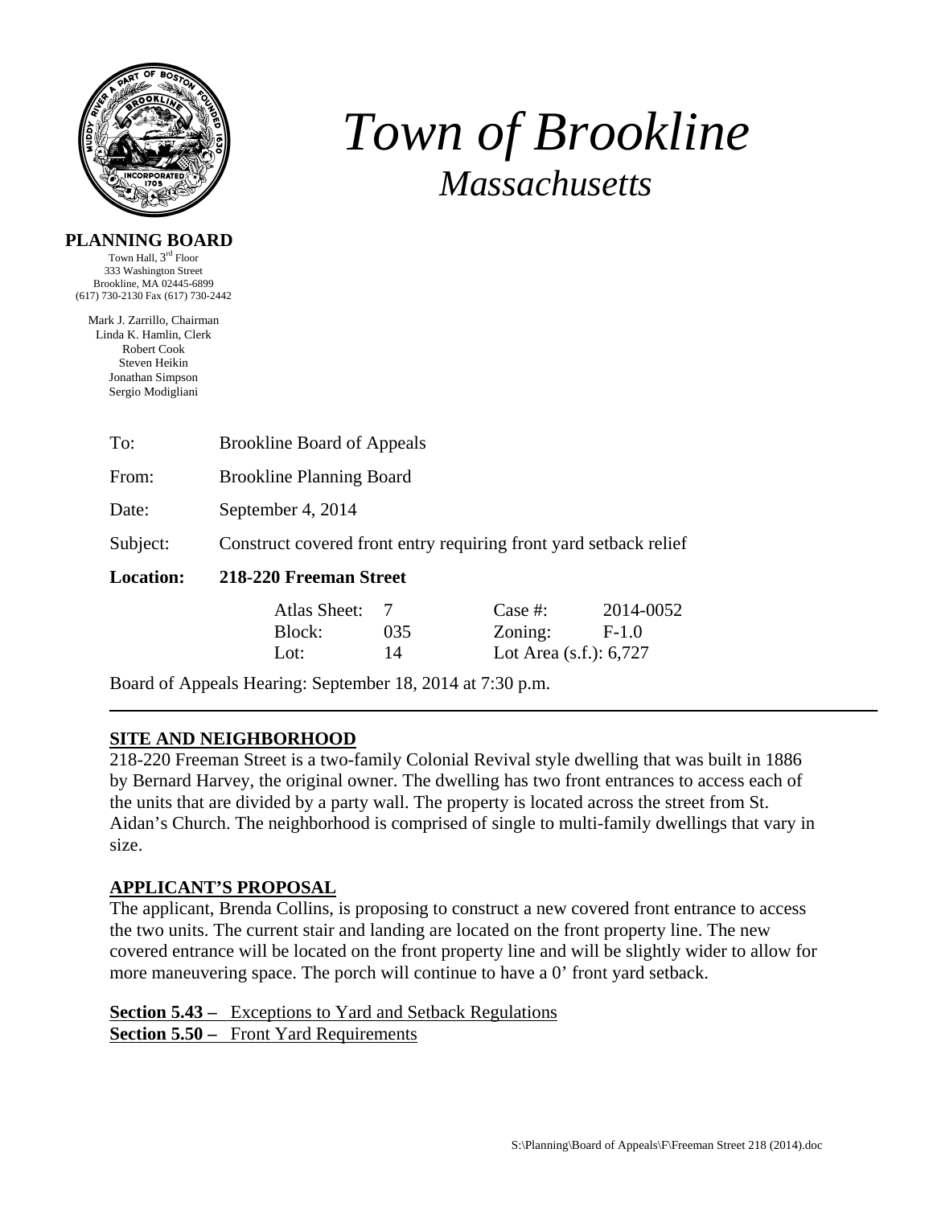# Town of Brookline

## *Massachusetts*

**PLANNING BOARD**

Town Hall, 3rd Floor
333 Washington Street
Brookline, MA 02445-6899
(617) 730-2130 Fax (617) 730-2442

Mark J. Zarrillo, Chairman
Linda K. Hamlin, Clerk
Robert Cook
Steven Heikin
Jonathan Simpson
Sergio Modigliani

| | |
|---|---|
| To: | Brookline Board of Appeals |
| From: | Brookline Planning Board |
| Date: | September 4, 2014 |
| Subject: | Construct covered front entry requiring front yard setback relief |
| **Location:** | **218-220 Freeman Street** |

| | | | |
|---|---|---|---|
| Atlas Sheet: | 7 | Case #: | 2014-0052 |
| Block: | 035 | Zoning: | F-1.0 |
| Lot: | 14 | Lot Area (s.f.): 6,727 | |

Board of Appeals Hearing: September 18, 2014 at 7:30 p.m.

---

## SITE AND NEIGHBORHOOD

218-220 Freeman Street is a two-family Colonial Revival style dwelling that was built in 1886 by Bernard Harvey, the original owner. The dwelling has two front entrances to access each of the units that are divided by a party wall. The property is located across the street from St. Aidan's Church. The neighborhood is comprised of single to multi-family dwellings that vary in size.

## APPLICANT'S PROPOSAL

The applicant, Brenda Collins, is proposing to construct a new covered front entrance to access the two units. The current stair and landing are located on the front property line. The new covered entrance will be located on the front property line and will be slightly wider to allow for more maneuvering space. The porch will continue to have a 0' front yard setback.

**Section 5.43 –** Exceptions to Yard and Setback Regulations
**Section 5.50 –** Front Yard Requirements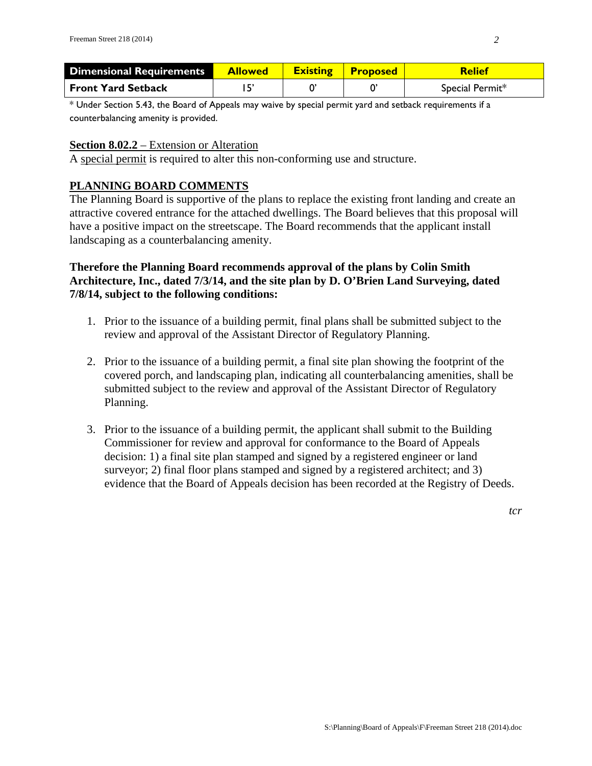| Dimensional Requirements | Allowed | Existing | Proposed | Relief |
|---|---|---|---|---|
| Front Yard Setback | 15' | 0' | 0' | Special Permit* |

* Under Section 5.43, the Board of Appeals may waive by special permit yard and setback requirements if a counterbalancing amenity is provided.

**Section 8.02.2** – Extension or Alteration
A special permit is required to alter this non-conforming use and structure.

## PLANNING BOARD COMMENTS

The Planning Board is supportive of the plans to replace the existing front landing and create an attractive covered entrance for the attached dwellings. The Board believes that this proposal will have a positive impact on the streetscape. The Board recommends that the applicant install landscaping as a counterbalancing amenity.

**Therefore the Planning Board recommends approval of the plans by Colin Smith Architecture, Inc., dated 7/3/14, and the site plan by D. O'Brien Land Surveying, dated 7/8/14, subject to the following conditions:**

1. Prior to the issuance of a building permit, final plans shall be submitted subject to the review and approval of the Assistant Director of Regulatory Planning.

2. Prior to the issuance of a building permit, a final site plan showing the footprint of the covered porch, and landscaping plan, indicating all counterbalancing amenities, shall be submitted subject to the review and approval of the Assistant Director of Regulatory Planning.

3. Prior to the issuance of a building permit, the applicant shall submit to the Building Commissioner for review and approval for conformance to the Board of Appeals decision: 1) a final site plan stamped and signed by a registered engineer or land surveyor; 2) final floor plans stamped and signed by a registered architect; and 3) evidence that the Board of Appeals decision has been recorded at the Registry of Deeds.

*tcr*